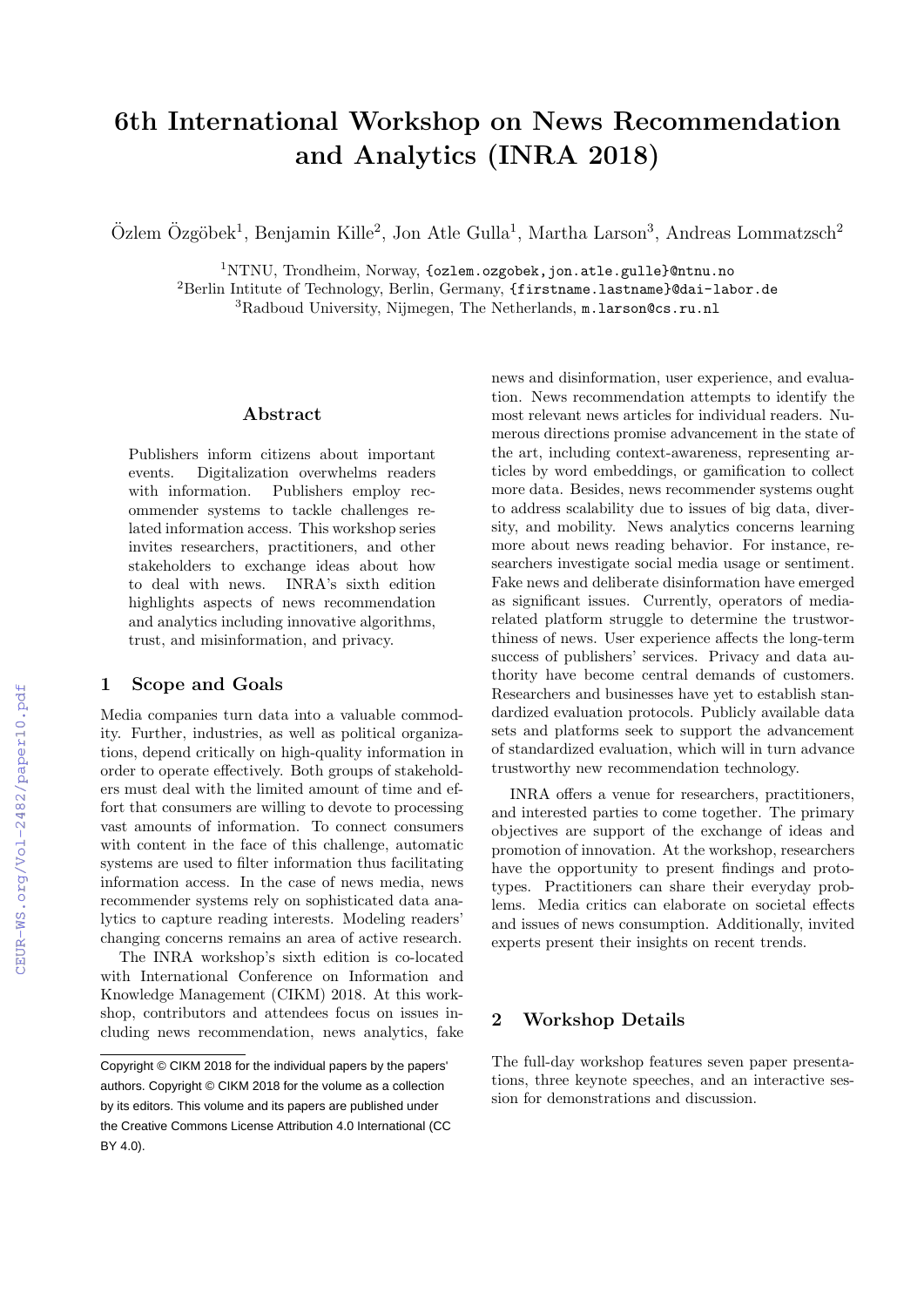# 6th International Workshop on News Recommendation and Analytics (INRA 2018)

Özlem Özgöbek[1], Benjamin Kille[2], Jon Atle Gulla[1], Martha Larson[3], Andreas Lommatzsch[2]

[1]NTNU, Trondheim, Norway, {ozlem.ozgobek,jon.atle.gulle}@ntnu.no
[2]Berlin Intitute of Technology, Berlin, Germany, {firstname.lastname}@dai-labor.de
[3]Radboud University, Nijmegen, The Netherlands, m.larson@cs.ru.nl

### Abstract

Publishers inform citizens about important events. Digitalization overwhelms readers with information. Publishers employ recommender systems to tackle challenges related information access. This workshop series invites researchers, practitioners, and other stakeholders to exchange ideas about how to deal with news. INRA's sixth edition highlights aspects of news recommendation and analytics including innovative algorithms, trust, and misinformation, and privacy.

## 1 Scope and Goals

Media companies turn data into a valuable commodity. Further, industries, as well as political organizations, depend critically on high-quality information in order to operate effectively. Both groups of stakeholders must deal with the limited amount of time and effort that consumers are willing to devote to processing vast amounts of information. To connect consumers with content in the face of this challenge, automatic systems are used to filter information thus facilitating information access. In the case of news media, news recommender systems rely on sophisticated data analytics to capture reading interests. Modeling readers' changing concerns remains an area of active research.

The INRA workshop's sixth edition is co-located with International Conference on Information and Knowledge Management (CIKM) 2018. At this workshop, contributors and attendees focus on issues including news recommendation, news analytics, fake news and disinformation, user experience, and evaluation. News recommendation attempts to identify the most relevant news articles for individual readers. Numerous directions promise advancement in the state of the art, including context-awareness, representing articles by word embeddings, or gamification to collect more data. Besides, news recommender systems ought to address scalability due to issues of big data, diversity, and mobility. News analytics concerns learning more about news reading behavior. For instance, researchers investigate social media usage or sentiment. Fake news and deliberate disinformation have emerged as significant issues. Currently, operators of media-related platform struggle to determine the trustworthiness of news. User experience affects the long-term success of publishers' services. Privacy and data authority have become central demands of customers. Researchers and businesses have yet to establish standardized evaluation protocols. Publicly available data sets and platforms seek to support the advancement of standardized evaluation, which will in turn advance trustworthy new recommendation technology.

INRA offers a venue for researchers, practitioners, and interested parties to come together. The primary objectives are support of the exchange of ideas and promotion of innovation. At the workshop, researchers have the opportunity to present findings and prototypes. Practitioners can share their everyday problems. Media critics can elaborate on societal effects and issues of news consumption. Additionally, invited experts present their insights on recent trends.

## 2 Workshop Details

The full-day workshop features seven paper presentations, three keynote speeches, and an interactive session for demonstrations and discussion.

Copyright © CIKM 2018 for the individual papers by the papers' authors. Copyright © CIKM 2018 for the volume as a collection by its editors. This volume and its papers are published under the Creative Commons License Attribution 4.0 International (CC BY 4.0).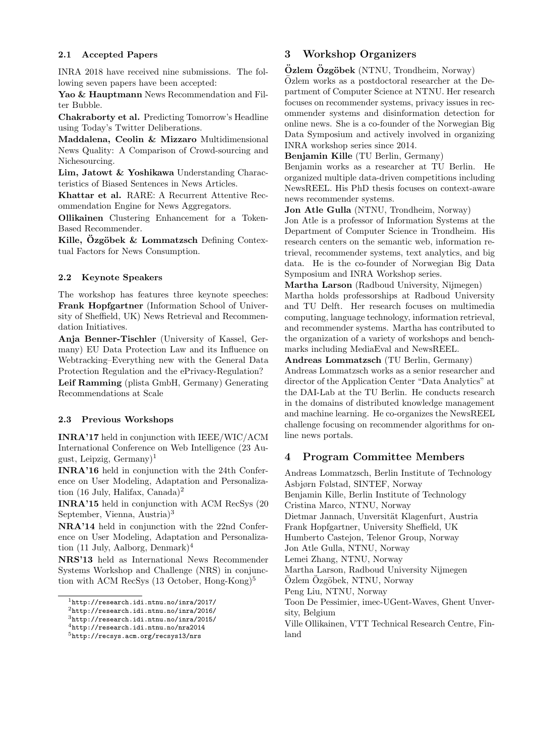### 2.1 Accepted Papers

INRA 2018 have received nine submissions. The following seven papers have been accepted:

**Yao & Hauptmann** News Recommendation and Filter Bubble.

**Chakraborty et al.** Predicting Tomorrow's Headline using Today's Twitter Deliberations.

**Maddalena, Ceolin & Mizzaro** Multidimensional News Quality: A Comparison of Crowd-sourcing and Nichesourcing.

**Lim, Jatowt & Yoshikawa** Understanding Characteristics of Biased Sentences in News Articles.

**Khattar et al.** RARE: A Recurrent Attentive Recommendation Engine for News Aggregators.

**Ollikainen** Clustering Enhancement for a Token-Based Recommender.

**Kille, Özgöbek & Lommatzsch** Defining Contextual Factors for News Consumption.

### 2.2 Keynote Speakers

The workshop has features three keynote speeches:

**Frank Hopfgartner** (Information School of University of Sheffield, UK) News Retrieval and Recommendation Initiatives.

**Anja Benner-Tischler** (University of Kassel, Germany) EU Data Protection Law and its Influence on Webtracking–Everything new with the General Data Protection Regulation and the ePrivacy-Regulation?

**Leif Ramming** (plista GmbH, Germany) Generating Recommendations at Scale

### 2.3 Previous Workshops

**INRA'17** held in conjunction with IEEE/WIC/ACM International Conference on Web Intelligence (23 August, Leipzig, Germany)[1]

**INRA'16** held in conjunction with the 24th Conference on User Modeling, Adaptation and Personalization (16 July, Halifax, Canada)[2]

**INRA'15** held in conjunction with ACM RecSys (20 September, Vienna, Austria)[3]

**NRA'14** held in conjunction with the 22nd Conference on User Modeling, Adaptation and Personalization (11 July, Aalborg, Denmark)[4]

**NRS'13** held as International News Recommender Systems Workshop and Challenge (NRS) in conjunction with ACM RecSys (13 October, Hong-Kong)[5]

[1] http://research.idi.ntnu.no/inra/2017/

[2] http://research.idi.ntnu.no/inra/2016/

[3] http://research.idi.ntnu.no/inra/2015/

[4] http://research.idi.ntnu.no/nra2014

[5] http://recsys.acm.org/recsys13/nrs

## 3 Workshop Organizers

**Özlem Özgöbek** (NTNU, Trondheim, Norway)
Özlem works as a postdoctoral researcher at the Department of Computer Science at NTNU. Her research focuses on recommender systems, privacy issues in recommender systems and disinformation detection for online news. She is a co-founder of the Norwegian Big Data Symposium and actively involved in organizing INRA workshop series since 2014.

**Benjamin Kille** (TU Berlin, Germany)
Benjamin works as a researcher at TU Berlin. He organized multiple data-driven competitions including NewsREEL. His PhD thesis focuses on context-aware news recommender systems.

**Jon Atle Gulla** (NTNU, Trondheim, Norway)
Jon Atle is a professor of Information Systems at the Department of Computer Science in Trondheim. His research centers on the semantic web, information retrieval, recommender systems, text analytics, and big data. He is the co-founder of Norwegian Big Data Symposium and INRA Workshop series.

**Martha Larson** (Radboud University, Nijmegen)
Martha holds professorships at Radboud University and TU Delft. Her research focuses on multimedia computing, language technology, information retrieval, and recommender systems. Martha has contributed to the organization of a variety of workshops and benchmarks including MediaEval and NewsREEL.

**Andreas Lommatzsch** (TU Berlin, Germany)
Andreas Lommatzsch works as a senior researcher and director of the Application Center "Data Analytics" at the DAI-Lab at the TU Berlin. He conducts research in the domains of distributed knowledge management and machine learning. He co-organizes the NewsREEL challenge focusing on recommender algorithms for online news portals.

## 4 Program Committee Members

Andreas Lommatzsch, Berlin Institute of Technology
Asbjørn Følstad, SINTEF, Norway
Benjamin Kille, Berlin Institute of Technology
Cristina Marco, NTNU, Norway
Dietmar Jannach, Unversität Klagenfurt, Austria
Frank Hopfgartner, University Sheffield, UK
Humberto Castejon, Telenor Group, Norway
Jon Atle Gulla, NTNU, Norway
Lemei Zhang, NTNU, Norway
Martha Larson, Radboud University Nijmegen
Özlem Özgöbek, NTNU, Norway
Peng Liu, NTNU, Norway
Toon De Pessimier, imec-UGent-Waves, Ghent Unversity, Belgium
Ville Ollikainen, VTT Technical Research Centre, Finland